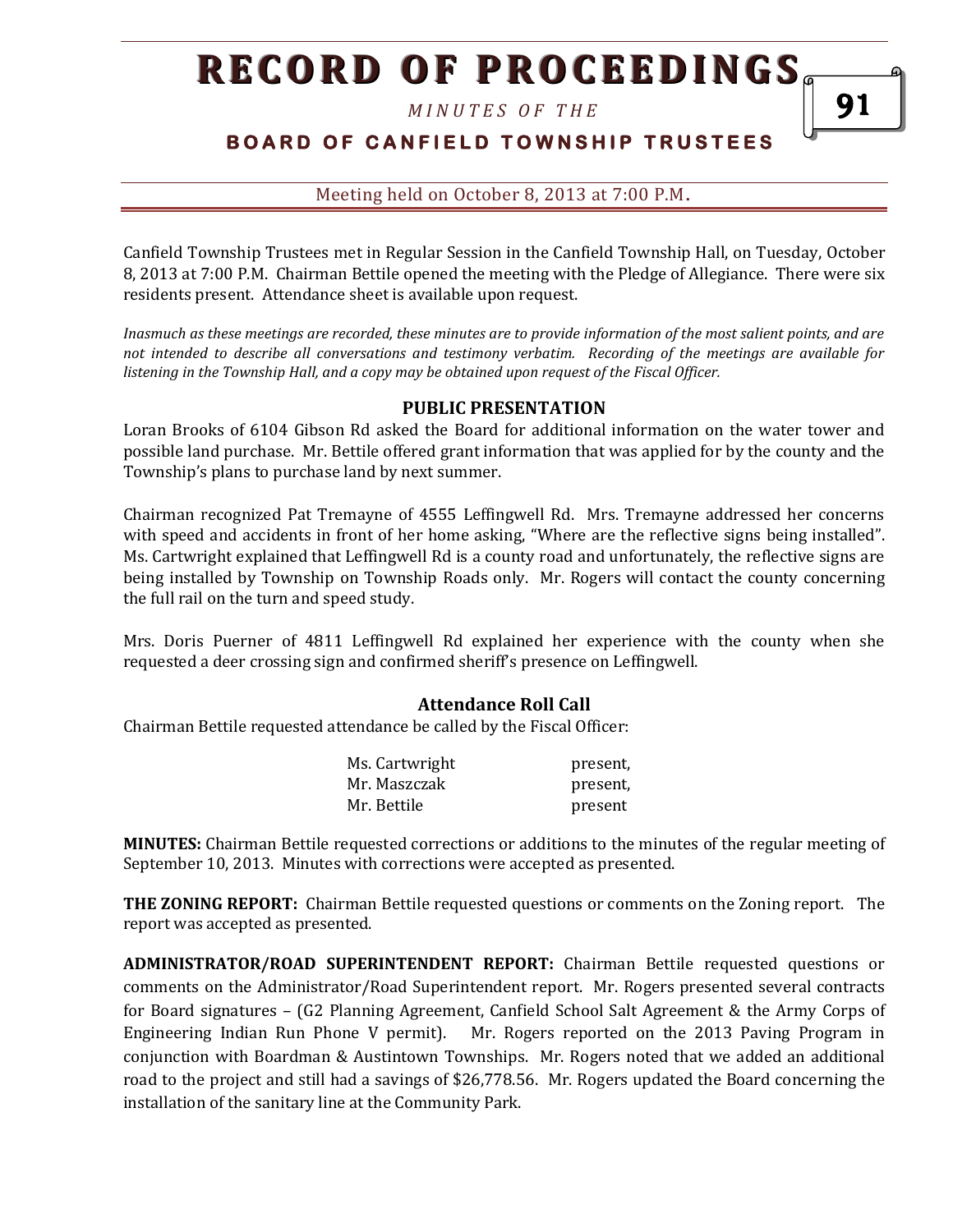# RECORD OF PROCEEDINGS

*MINUTES OF THE*

**BOARD OF CANFIELD TOWNSHIP TRUSTEES**

Meeting held on October 8, 2013 at 7:00 P.M.

Canfield Township Trustees met in Regular Session in the Canfield Township Hall, on Tuesday, October 8, 2013 at 7:00 P.M. Chairman Bettile opened the meeting with the Pledge of Allegiance. There were six residents present. Attendance sheet is available upon request.

*Inasmuch as these meetings are recorded, these minutes are to provide information of the most salient points, and are not intended to describe all conversations and testimony verbatim. Recording of the meetings are available for listening in the Township Hall, and a copy may be obtained upon request of the Fiscal Officer.*

## PUBLIC PRESENTATION

Loran Brooks of 6104 Gibson Rd asked the Board for additional information on the water tower and possible land purchase. Mr. Bettile offered grant information that was applied for by the county and the Township's plans to purchase land by next summer.

Chairman recognized Pat Tremayne of 4555 Leffingwell Rd. Mrs. Tremayne addressed her concerns with speed and accidents in front of her home asking, "Where are the reflective signs being installed". Ms. Cartwright explained that Leffingwell Rd is a county road and unfortunately, the reflective signs are being installed by Township on Township Roads only. Mr. Rogers will contact the county concerning the full rail on the turn and speed study.

Mrs. Doris Puerner of 4811 Leffingwell Rd explained her experience with the county when she requested a deer crossing sign and confirmed sheriff's presence on Leffingwell.

## Attendance Roll Call

Chairman Bettile requested attendance be called by the Fiscal Officer:

| | |
|---|---|
| Ms. Cartwright | present, |
| Mr. Maszczak | present, |
| Mr. Bettile | present |

**MINUTES:** Chairman Bettile requested corrections or additions to the minutes of the regular meeting of September 10, 2013. Minutes with corrections were accepted as presented.

**THE ZONING REPORT:** Chairman Bettile requested questions or comments on the Zoning report. The report was accepted as presented.

**ADMINISTRATOR/ROAD SUPERINTENDENT REPORT:** Chairman Bettile requested questions or comments on the Administrator/Road Superintendent report. Mr. Rogers presented several contracts for Board signatures – (G2 Planning Agreement, Canfield School Salt Agreement & the Army Corps of Engineering Indian Run Phone V permit). Mr. Rogers reported on the 2013 Paving Program in conjunction with Boardman & Austintown Townships. Mr. Rogers noted that we added an additional road to the project and still had a savings of $26,778.56. Mr. Rogers updated the Board concerning the installation of the sanitary line at the Community Park.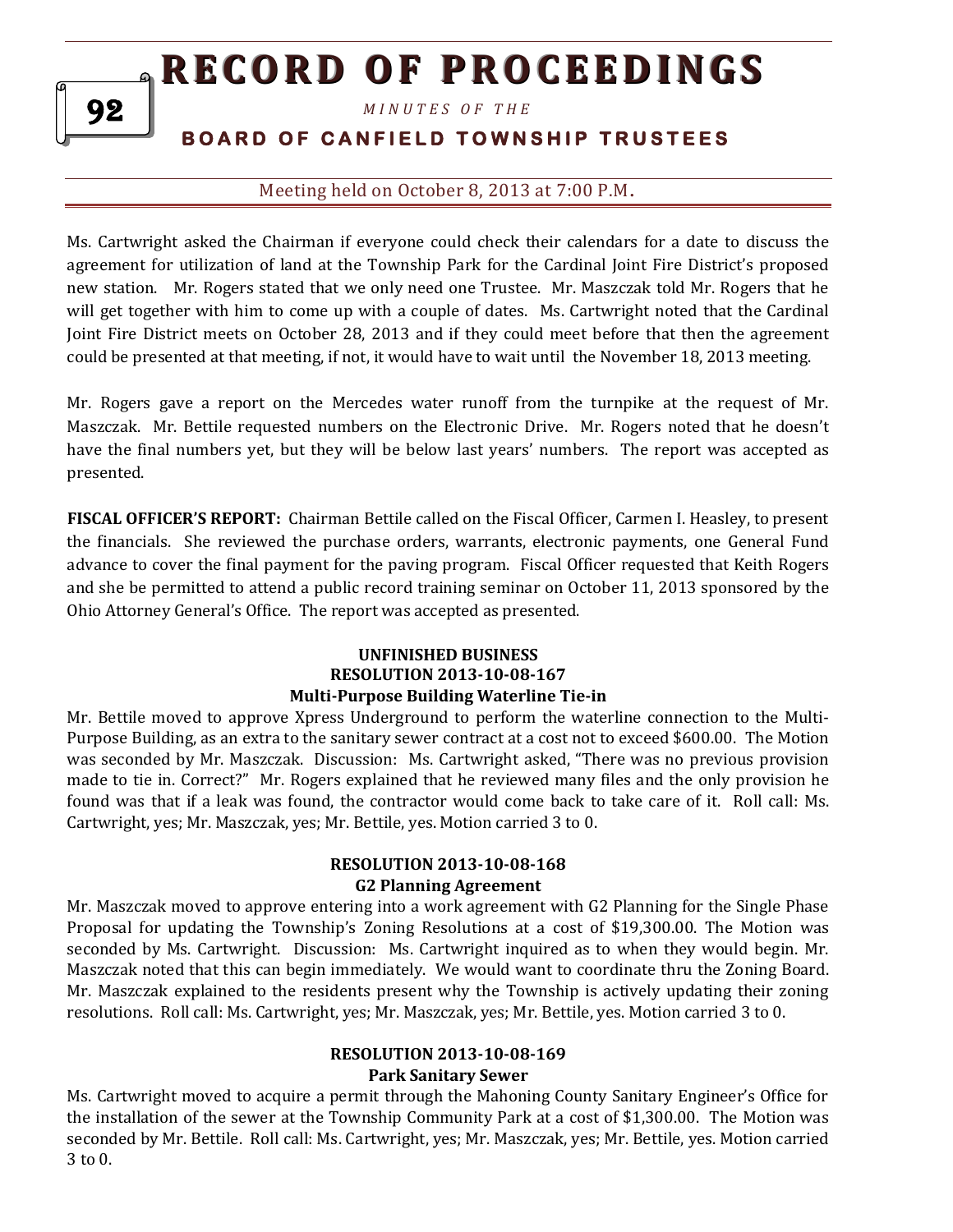Ms. Cartwright asked the Chairman if everyone could check their calendars for a date to discuss the agreement for utilization of land at the Township Park for the Cardinal Joint Fire District's proposed new station. Mr. Rogers stated that we only need one Trustee. Mr. Maszczak told Mr. Rogers that he will get together with him to come up with a couple of dates. Ms. Cartwright noted that the Cardinal Joint Fire District meets on October 28, 2013 and if they could meet before that then the agreement could be presented at that meeting, if not, it would have to wait until the November 18, 2013 meeting.

Mr. Rogers gave a report on the Mercedes water runoff from the turnpike at the request of Mr. Maszczak. Mr. Bettile requested numbers on the Electronic Drive. Mr. Rogers noted that he doesn't have the final numbers yet, but they will be below last years' numbers. The report was accepted as presented.

**FISCAL OFFICER'S REPORT:** Chairman Bettile called on the Fiscal Officer, Carmen I. Heasley, to present the financials. She reviewed the purchase orders, warrants, electronic payments, one General Fund advance to cover the final payment for the paving program. Fiscal Officer requested that Keith Rogers and she be permitted to attend a public record training seminar on October 11, 2013 sponsored by the Ohio Attorney General's Office. The report was accepted as presented.

**UNFINISHED BUSINESS**
**RESOLUTION 2013-10-08-167**
**Multi-Purpose Building Waterline Tie-in**

Mr. Bettile moved to approve Xpress Underground to perform the waterline connection to the Multi-Purpose Building, as an extra to the sanitary sewer contract at a cost not to exceed $600.00. The Motion was seconded by Mr. Maszczak. Discussion: Ms. Cartwright asked, "There was no previous provision made to tie in. Correct?" Mr. Rogers explained that he reviewed many files and the only provision he found was that if a leak was found, the contractor would come back to take care of it. Roll call: Ms. Cartwright, yes; Mr. Maszczak, yes; Mr. Bettile, yes. Motion carried 3 to 0.

**RESOLUTION 2013-10-08-168**
**G2 Planning Agreement**

Mr. Maszczak moved to approve entering into a work agreement with G2 Planning for the Single Phase Proposal for updating the Township's Zoning Resolutions at a cost of $19,300.00. The Motion was seconded by Ms. Cartwright. Discussion: Ms. Cartwright inquired as to when they would begin. Mr. Maszczak noted that this can begin immediately. We would want to coordinate thru the Zoning Board. Mr. Maszczak explained to the residents present why the Township is actively updating their zoning resolutions. Roll call: Ms. Cartwright, yes; Mr. Maszczak, yes; Mr. Bettile, yes. Motion carried 3 to 0.

**RESOLUTION 2013-10-08-169**
**Park Sanitary Sewer**

Ms. Cartwright moved to acquire a permit through the Mahoning County Sanitary Engineer's Office for the installation of the sewer at the Township Community Park at a cost of $1,300.00. The Motion was seconded by Mr. Bettile. Roll call: Ms. Cartwright, yes; Mr. Maszczak, yes; Mr. Bettile, yes. Motion carried 3 to 0.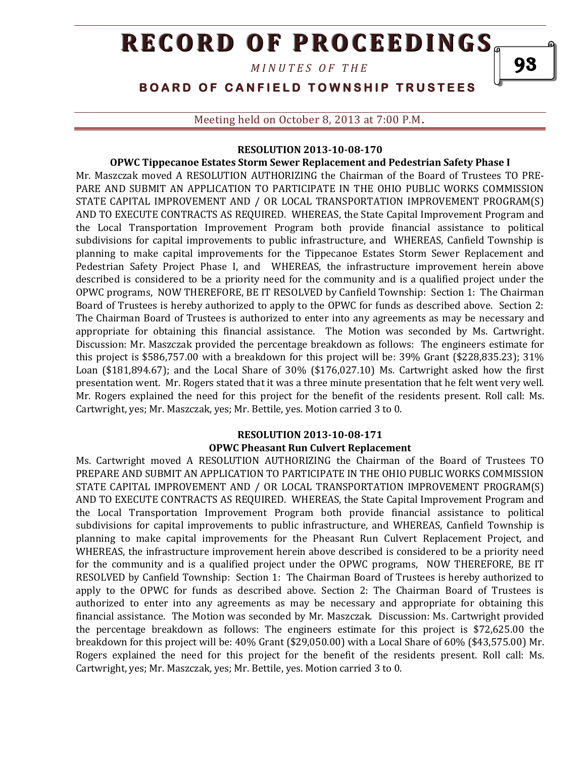#### RESOLUTION 2013-10-08-170

**OPWC Tippecanoe Estates Storm Sewer Replacement and Pedestrian Safety Phase I**

Mr. Maszczak moved A RESOLUTION AUTHORIZING the Chairman of the Board of Trustees TO PRE-PARE AND SUBMIT AN APPLICATION TO PARTICIPATE IN THE OHIO PUBLIC WORKS COMMISSION STATE CAPITAL IMPROVEMENT AND / OR LOCAL TRANSPORTATION IMPROVEMENT PROGRAM(S) AND TO EXECUTE CONTRACTS AS REQUIRED. WHEREAS, the State Capital Improvement Program and the Local Transportation Improvement Program both provide financial assistance to political subdivisions for capital improvements to public infrastructure, and WHEREAS, Canfield Township is planning to make capital improvements for the Tippecanoe Estates Storm Sewer Replacement and Pedestrian Safety Project Phase I, and WHEREAS, the infrastructure improvement herein above described is considered to be a priority need for the community and is a qualified project under the OPWC programs, NOW THEREFORE, BE IT RESOLVED by Canfield Township: Section 1: The Chairman Board of Trustees is hereby authorized to apply to the OPWC for funds as described above. Section 2: The Chairman Board of Trustees is authorized to enter into any agreements as may be necessary and appropriate for obtaining this financial assistance. The Motion was seconded by Ms. Cartwright. Discussion: Mr. Maszczak provided the percentage breakdown as follows: The engineers estimate for this project is $586,757.00 with a breakdown for this project will be: 39% Grant ($228,835.23); 31% Loan ($181,894.67); and the Local Share of 30% ($176,027.10) Ms. Cartwright asked how the first presentation went. Mr. Rogers stated that it was a three minute presentation that he felt went very well. Mr. Rogers explained the need for this project for the benefit of the residents present. Roll call: Ms. Cartwright, yes; Mr. Maszczak, yes; Mr. Bettile, yes. Motion carried 3 to 0.

#### RESOLUTION 2013-10-08-171

**OPWC Pheasant Run Culvert Replacement**

Ms. Cartwright moved A RESOLUTION AUTHORIZING the Chairman of the Board of Trustees TO PREPARE AND SUBMIT AN APPLICATION TO PARTICIPATE IN THE OHIO PUBLIC WORKS COMMISSION STATE CAPITAL IMPROVEMENT AND / OR LOCAL TRANSPORTATION IMPROVEMENT PROGRAM(S) AND TO EXECUTE CONTRACTS AS REQUIRED. WHEREAS, the State Capital Improvement Program and the Local Transportation Improvement Program both provide financial assistance to political subdivisions for capital improvements to public infrastructure, and WHEREAS, Canfield Township is planning to make capital improvements for the Pheasant Run Culvert Replacement Project, and WHEREAS, the infrastructure improvement herein above described is considered to be a priority need for the community and is a qualified project under the OPWC programs, NOW THEREFORE, BE IT RESOLVED by Canfield Township: Section 1: The Chairman Board of Trustees is hereby authorized to apply to the OPWC for funds as described above. Section 2: The Chairman Board of Trustees is authorized to enter into any agreements as may be necessary and appropriate for obtaining this financial assistance. The Motion was seconded by Mr. Maszczak. Discussion: Ms. Cartwright provided the percentage breakdown as follows: The engineers estimate for this project is $72,625.00 the breakdown for this project will be: 40% Grant ($29,050.00) with a Local Share of 60% ($43,575.00) Mr. Rogers explained the need for this project for the benefit of the residents present. Roll call: Ms. Cartwright, yes; Mr. Maszczak, yes; Mr. Bettile, yes. Motion carried 3 to 0.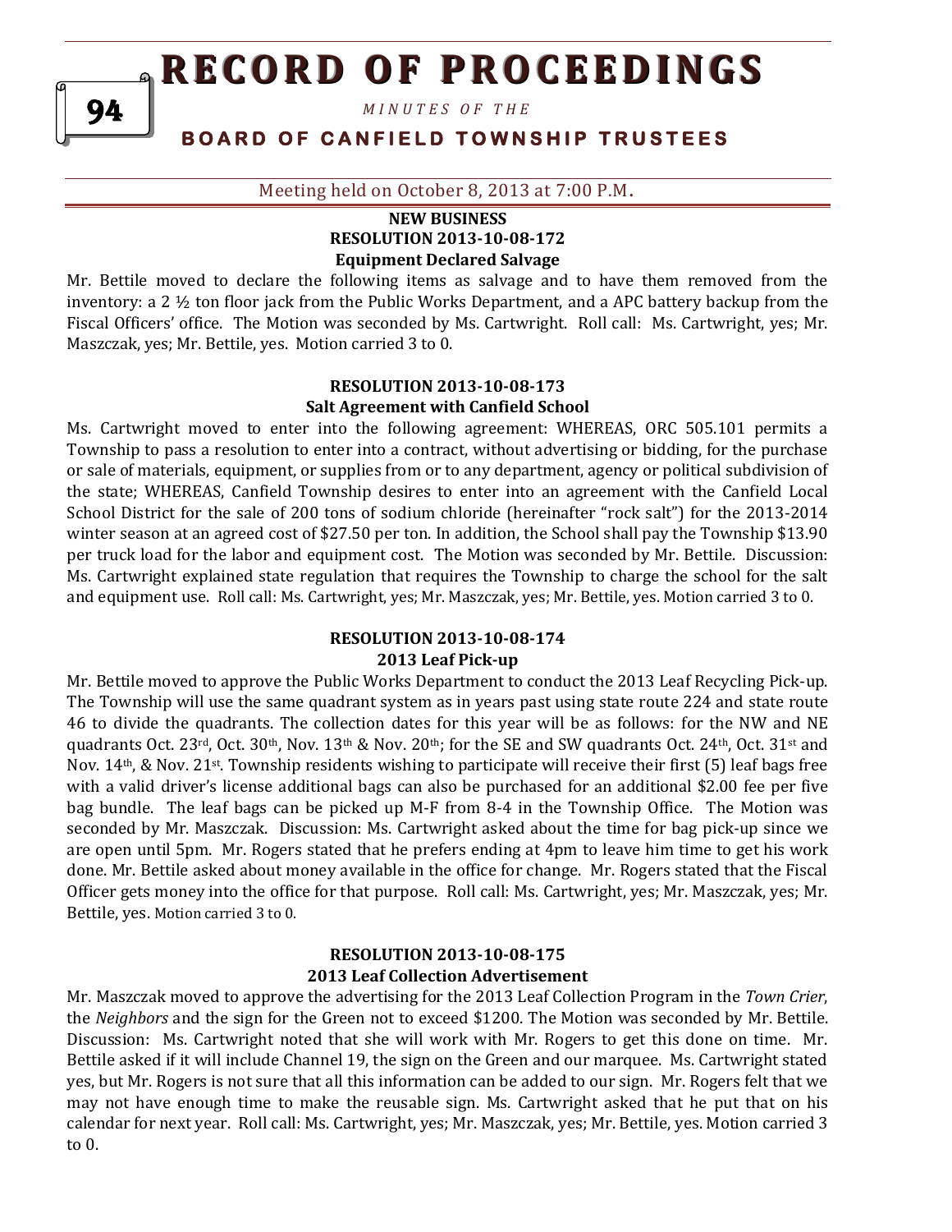## NEW BUSINESS

### RESOLUTION 2013-10-08-172

**Equipment Declared Salvage**

Mr. Bettile moved to declare the following items as salvage and to have them removed from the inventory: a 2 ½ ton floor jack from the Public Works Department, and a APC battery backup from the Fiscal Officers' office. The Motion was seconded by Ms. Cartwright. Roll call: Ms. Cartwright, yes; Mr. Maszczak, yes; Mr. Bettile, yes. Motion carried 3 to 0.

### RESOLUTION 2013-10-08-173

**Salt Agreement with Canfield School**

Ms. Cartwright moved to enter into the following agreement: WHEREAS, ORC 505.101 permits a Township to pass a resolution to enter into a contract, without advertising or bidding, for the purchase or sale of materials, equipment, or supplies from or to any department, agency or political subdivision of the state; WHEREAS, Canfield Township desires to enter into an agreement with the Canfield Local School District for the sale of 200 tons of sodium chloride (hereinafter "rock salt") for the 2013-2014 winter season at an agreed cost of $27.50 per ton. In addition, the School shall pay the Township $13.90 per truck load for the labor and equipment cost. The Motion was seconded by Mr. Bettile. Discussion: Ms. Cartwright explained state regulation that requires the Township to charge the school for the salt and equipment use. Roll call: Ms. Cartwright, yes; Mr. Maszczak, yes; Mr. Bettile, yes. Motion carried 3 to 0.

### RESOLUTION 2013-10-08-174

**2013 Leaf Pick-up**

Mr. Bettile moved to approve the Public Works Department to conduct the 2013 Leaf Recycling Pick-up. The Township will use the same quadrant system as in years past using state route 224 and state route 46 to divide the quadrants. The collection dates for this year will be as follows: for the NW and NE quadrants Oct. 23rd, Oct. 30th, Nov. 13th & Nov. 20th; for the SE and SW quadrants Oct. 24th, Oct. 31st and Nov. 14th, & Nov. 21st. Township residents wishing to participate will receive their first (5) leaf bags free with a valid driver's license additional bags can also be purchased for an additional $2.00 fee per five bag bundle. The leaf bags can be picked up M-F from 8-4 in the Township Office. The Motion was seconded by Mr. Maszczak. Discussion: Ms. Cartwright asked about the time for bag pick-up since we are open until 5pm. Mr. Rogers stated that he prefers ending at 4pm to leave him time to get his work done. Mr. Bettile asked about money available in the office for change. Mr. Rogers stated that the Fiscal Officer gets money into the office for that purpose. Roll call: Ms. Cartwright, yes; Mr. Maszczak, yes; Mr. Bettile, yes. Motion carried 3 to 0.

### RESOLUTION 2013-10-08-175

**2013 Leaf Collection Advertisement**

Mr. Maszczak moved to approve the advertising for the 2013 Leaf Collection Program in the *Town Crier*, the *Neighbors* and the sign for the Green not to exceed $1200. The Motion was seconded by Mr. Bettile. Discussion: Ms. Cartwright noted that she will work with Mr. Rogers to get this done on time. Mr. Bettile asked if it will include Channel 19, the sign on the Green and our marquee. Ms. Cartwright stated yes, but Mr. Rogers is not sure that all this information can be added to our sign. Mr. Rogers felt that we may not have enough time to make the reusable sign. Ms. Cartwright asked that he put that on his calendar for next year. Roll call: Ms. Cartwright, yes; Mr. Maszczak, yes; Mr. Bettile, yes. Motion carried 3 to 0.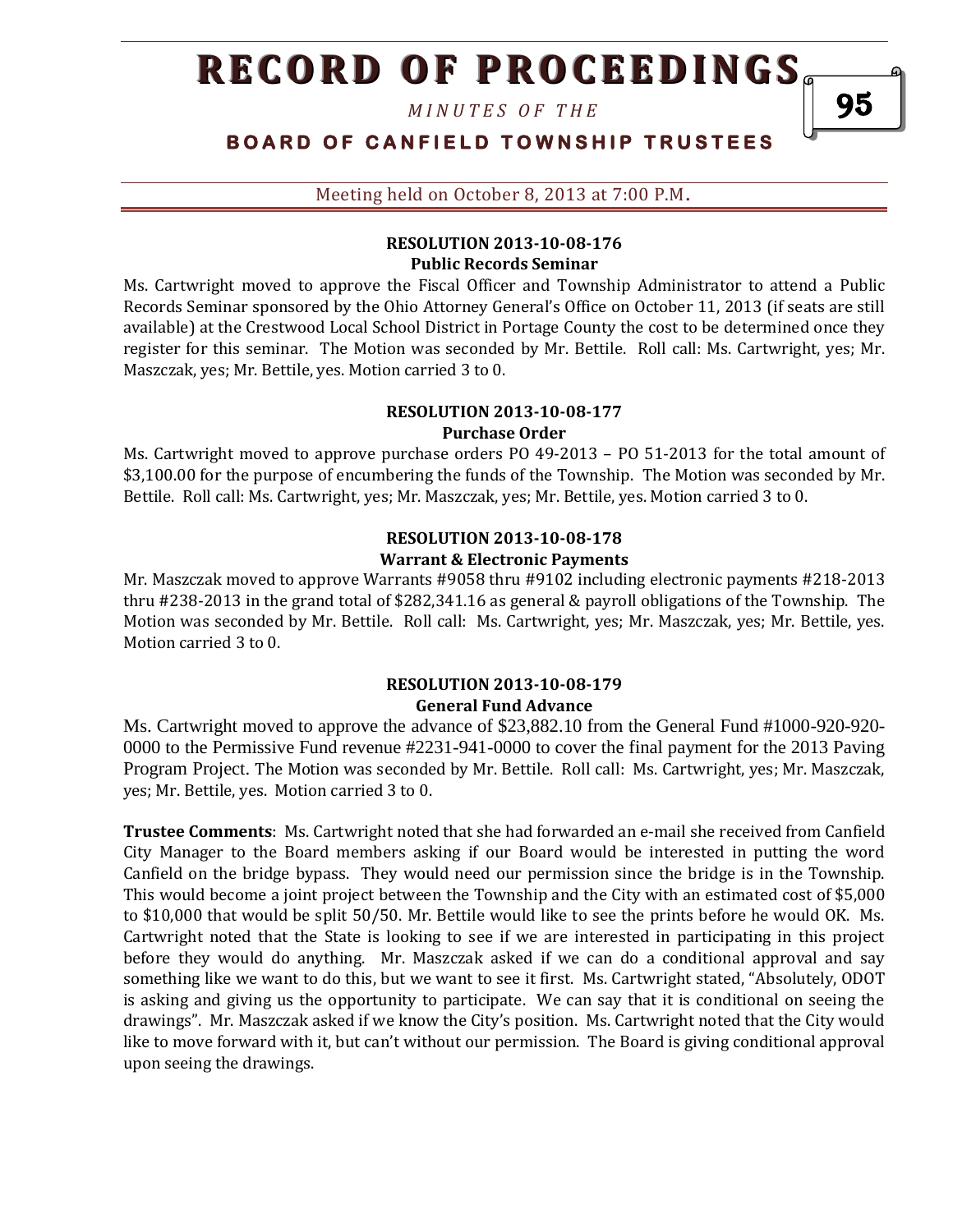#### RESOLUTION 2013-10-08-176
**Public Records Seminar**

Ms. Cartwright moved to approve the Fiscal Officer and Township Administrator to attend a Public Records Seminar sponsored by the Ohio Attorney General's Office on October 11, 2013 (if seats are still available) at the Crestwood Local School District in Portage County the cost to be determined once they register for this seminar. The Motion was seconded by Mr. Bettile. Roll call: Ms. Cartwright, yes; Mr. Maszczak, yes; Mr. Bettile, yes. Motion carried 3 to 0.

#### RESOLUTION 2013-10-08-177
**Purchase Order**

Ms. Cartwright moved to approve purchase orders PO 49-2013 – PO 51-2013 for the total amount of $3,100.00 for the purpose of encumbering the funds of the Township. The Motion was seconded by Mr. Bettile. Roll call: Ms. Cartwright, yes; Mr. Maszczak, yes; Mr. Bettile, yes. Motion carried 3 to 0.

#### RESOLUTION 2013-10-08-178
**Warrant & Electronic Payments**

Mr. Maszczak moved to approve Warrants #9058 thru #9102 including electronic payments #218-2013 thru #238-2013 in the grand total of $282,341.16 as general & payroll obligations of the Township. The Motion was seconded by Mr. Bettile. Roll call: Ms. Cartwright, yes; Mr. Maszczak, yes; Mr. Bettile, yes. Motion carried 3 to 0.

#### RESOLUTION 2013-10-08-179
**General Fund Advance**

Ms. Cartwright moved to approve the advance of $23,882.10 from the General Fund #1000-920-920-0000 to the Permissive Fund revenue #2231-941-0000 to cover the final payment for the 2013 Paving Program Project. The Motion was seconded by Mr. Bettile. Roll call: Ms. Cartwright, yes; Mr. Maszczak, yes; Mr. Bettile, yes. Motion carried 3 to 0.

**Trustee Comments**: Ms. Cartwright noted that she had forwarded an e-mail she received from Canfield City Manager to the Board members asking if our Board would be interested in putting the word Canfield on the bridge bypass. They would need our permission since the bridge is in the Township. This would become a joint project between the Township and the City with an estimated cost of $5,000 to $10,000 that would be split 50/50. Mr. Bettile would like to see the prints before he would OK. Ms. Cartwright noted that the State is looking to see if we are interested in participating in this project before they would do anything. Mr. Maszczak asked if we can do a conditional approval and say something like we want to do this, but we want to see it first. Ms. Cartwright stated, "Absolutely, ODOT is asking and giving us the opportunity to participate. We can say that it is conditional on seeing the drawings". Mr. Maszczak asked if we know the City's position. Ms. Cartwright noted that the City would like to move forward with it, but can't without our permission. The Board is giving conditional approval upon seeing the drawings.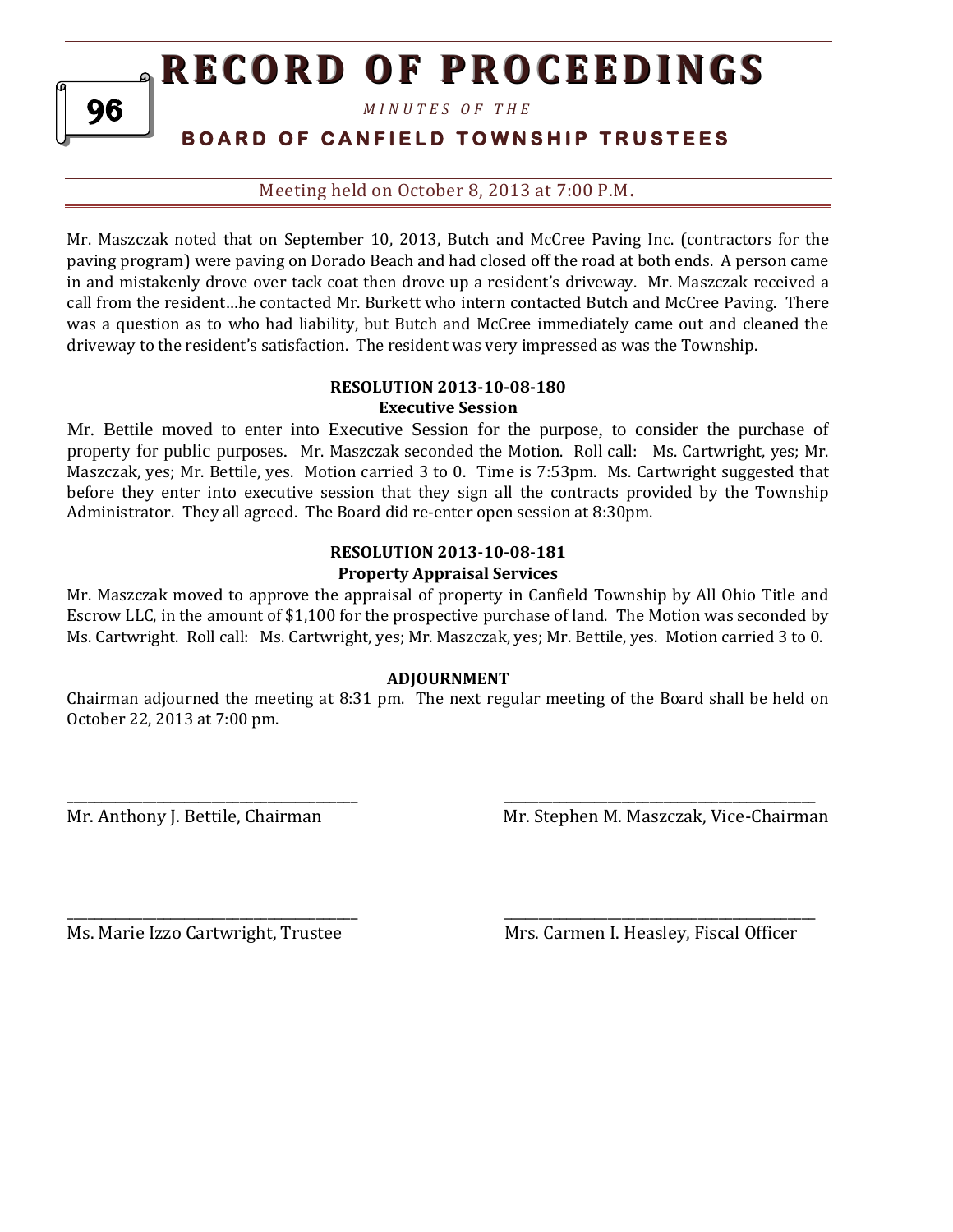Mr. Maszczak noted that on September 10, 2013, Butch and McCree Paving Inc. (contractors for the paving program) were paving on Dorado Beach and had closed off the road at both ends. A person came in and mistakenly drove over tack coat then drove up a resident's driveway. Mr. Maszczak received a call from the resident…he contacted Mr. Burkett who intern contacted Butch and McCree Paving. There was a question as to who had liability, but Butch and McCree immediately came out and cleaned the driveway to the resident's satisfaction. The resident was very impressed as was the Township.

**RESOLUTION 2013-10-08-180**
**Executive Session**

Mr. Bettile moved to enter into Executive Session for the purpose, to consider the purchase of property for public purposes. Mr. Maszczak seconded the Motion. Roll call: Ms. Cartwright, yes; Mr. Maszczak, yes; Mr. Bettile, yes. Motion carried 3 to 0. Time is 7:53pm. Ms. Cartwright suggested that before they enter into executive session that they sign all the contracts provided by the Township Administrator. They all agreed. The Board did re-enter open session at 8:30pm.

**RESOLUTION 2013-10-08-181**
**Property Appraisal Services**

Mr. Maszczak moved to approve the appraisal of property in Canfield Township by All Ohio Title and Escrow LLC, in the amount of $1,100 for the prospective purchase of land. The Motion was seconded by Ms. Cartwright. Roll call: Ms. Cartwright, yes; Mr. Maszczak, yes; Mr. Bettile, yes. Motion carried 3 to 0.

**ADJOURNMENT**

Chairman adjourned the meeting at 8:31 pm. The next regular meeting of the Board shall be held on October 22, 2013 at 7:00 pm.

_______________________________________
Mr. Anthony J. Bettile, Chairman

_______________________________________
Mr. Stephen M. Maszczak, Vice-Chairman

_______________________________________
Ms. Marie Izzo Cartwright, Trustee

_______________________________________
Mrs. Carmen I. Heasley, Fiscal Officer